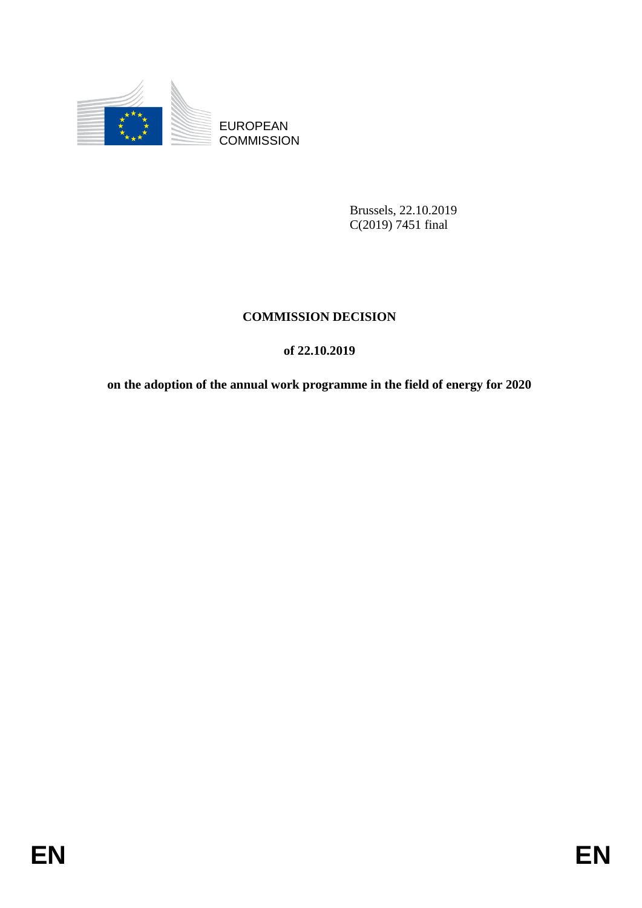EUROPEAN
COMMISSION

Brussels, 22.10.2019
C(2019) 7451 final

# COMMISSION DECISION

## of 22.10.2019

## on the adoption of the annual work programme in the field of energy for 2020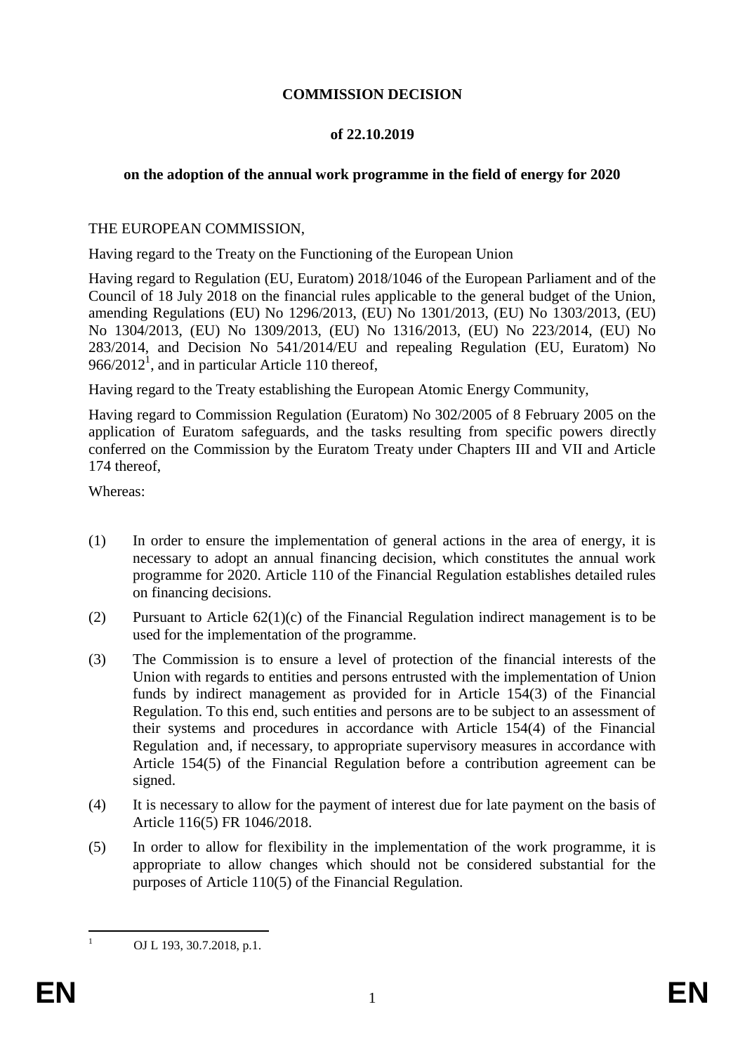**COMMISSION DECISION**

**of 22.10.2019**

**on the adoption of the annual work programme in the field of energy for 2020**

THE EUROPEAN COMMISSION,

Having regard to the Treaty on the Functioning of the European Union

Having regard to Regulation (EU, Euratom) 2018/1046 of the European Parliament and of the Council of 18 July 2018 on the financial rules applicable to the general budget of the Union, amending Regulations (EU) No 1296/2013, (EU) No 1301/2013, (EU) No 1303/2013, (EU) No 1304/2013, (EU) No 1309/2013, (EU) No 1316/2013, (EU) No 223/2014, (EU) No 283/2014, and Decision No 541/2014/EU and repealing Regulation (EU, Euratom) No 966/2012[1], and in particular Article 110 thereof,

Having regard to the Treaty establishing the European Atomic Energy Community,

Having regard to Commission Regulation (Euratom) No 302/2005 of 8 February 2005 on the application of Euratom safeguards, and the tasks resulting from specific powers directly conferred on the Commission by the Euratom Treaty under Chapters III and VII and Article 174 thereof,

Whereas:

(1) In order to ensure the implementation of general actions in the area of energy, it is necessary to adopt an annual financing decision, which constitutes the annual work programme for 2020. Article 110 of the Financial Regulation establishes detailed rules on financing decisions.

(2) Pursuant to Article 62(1)(c) of the Financial Regulation indirect management is to be used for the implementation of the programme.

(3) The Commission is to ensure a level of protection of the financial interests of the Union with regards to entities and persons entrusted with the implementation of Union funds by indirect management as provided for in Article 154(3) of the Financial Regulation. To this end, such entities and persons are to be subject to an assessment of their systems and procedures in accordance with Article 154(4) of the Financial Regulation and, if necessary, to appropriate supervisory measures in accordance with Article 154(5) of the Financial Regulation before a contribution agreement can be signed.

(4) It is necessary to allow for the payment of interest due for late payment on the basis of Article 116(5) FR 1046/2018.

(5) In order to allow for flexibility in the implementation of the work programme, it is appropriate to allow changes which should not be considered substantial for the purposes of Article 110(5) of the Financial Regulation.

---

[1] OJ L 193, 30.7.2018, p.1.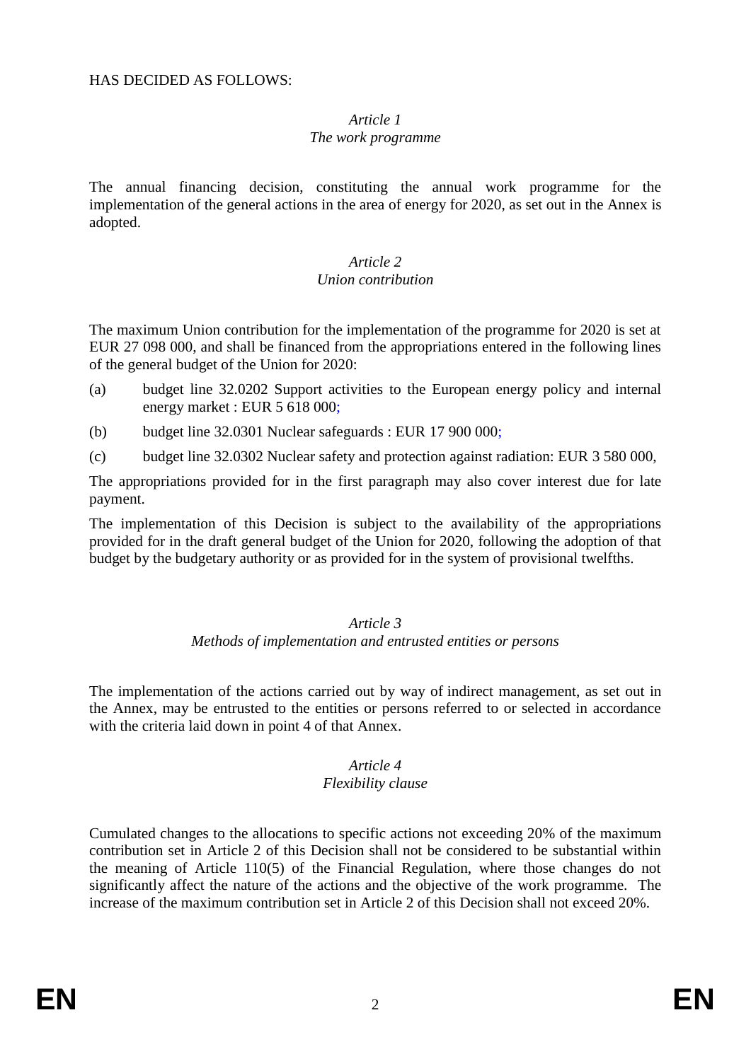HAS DECIDED AS FOLLOWS:

*Article 1*
*The work programme*

The annual financing decision, constituting the annual work programme for the implementation of the general actions in the area of energy for 2020, as set out in the Annex is adopted.

*Article 2*
*Union contribution*

The maximum Union contribution for the implementation of the programme for 2020 is set at EUR 27 098 000, and shall be financed from the appropriations entered in the following lines of the general budget of the Union for 2020:

(a) budget line 32.0202 Support activities to the European energy policy and internal energy market : EUR 5 618 000;

(b) budget line 32.0301 Nuclear safeguards : EUR 17 900 000;

(c) budget line 32.0302 Nuclear safety and protection against radiation: EUR 3 580 000,

The appropriations provided for in the first paragraph may also cover interest due for late payment.

The implementation of this Decision is subject to the availability of the appropriations provided for in the draft general budget of the Union for 2020, following the adoption of that budget by the budgetary authority or as provided for in the system of provisional twelfths.

*Article 3*
*Methods of implementation and entrusted entities or persons*

The implementation of the actions carried out by way of indirect management, as set out in the Annex, may be entrusted to the entities or persons referred to or selected in accordance with the criteria laid down in point 4 of that Annex.

*Article 4*
*Flexibility clause*

Cumulated changes to the allocations to specific actions not exceeding 20% of the maximum contribution set in Article 2 of this Decision shall not be considered to be substantial within the meaning of Article 110(5) of the Financial Regulation, where those changes do not significantly affect the nature of the actions and the objective of the work programme. The increase of the maximum contribution set in Article 2 of this Decision shall not exceed 20%.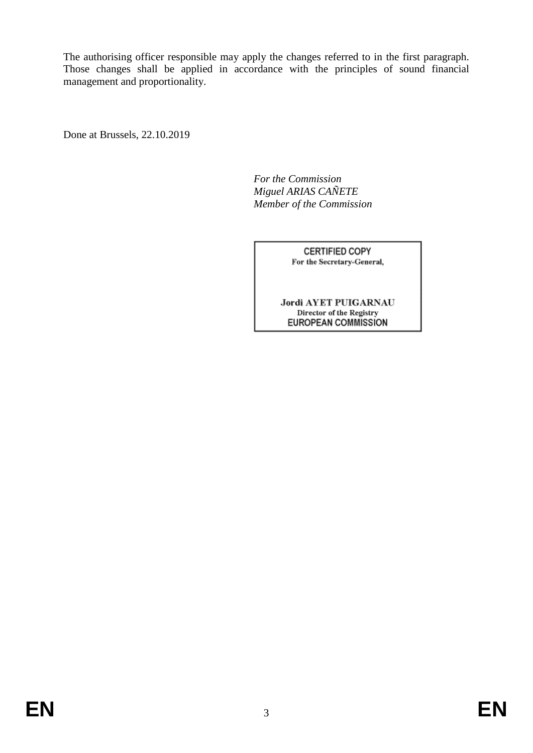The authorising officer responsible may apply the changes referred to in the first paragraph. Those changes shall be applied in accordance with the principles of sound financial management and proportionality.

Done at Brussels, 22.10.2019

*For the Commission*
*Miguel ARIAS CAÑETE*
*Member of the Commission*

CERTIFIED COPY
For the Secretary-General,

**Jordi AYET PUIGARNAU**
Director of the Registry
EUROPEAN COMMISSION